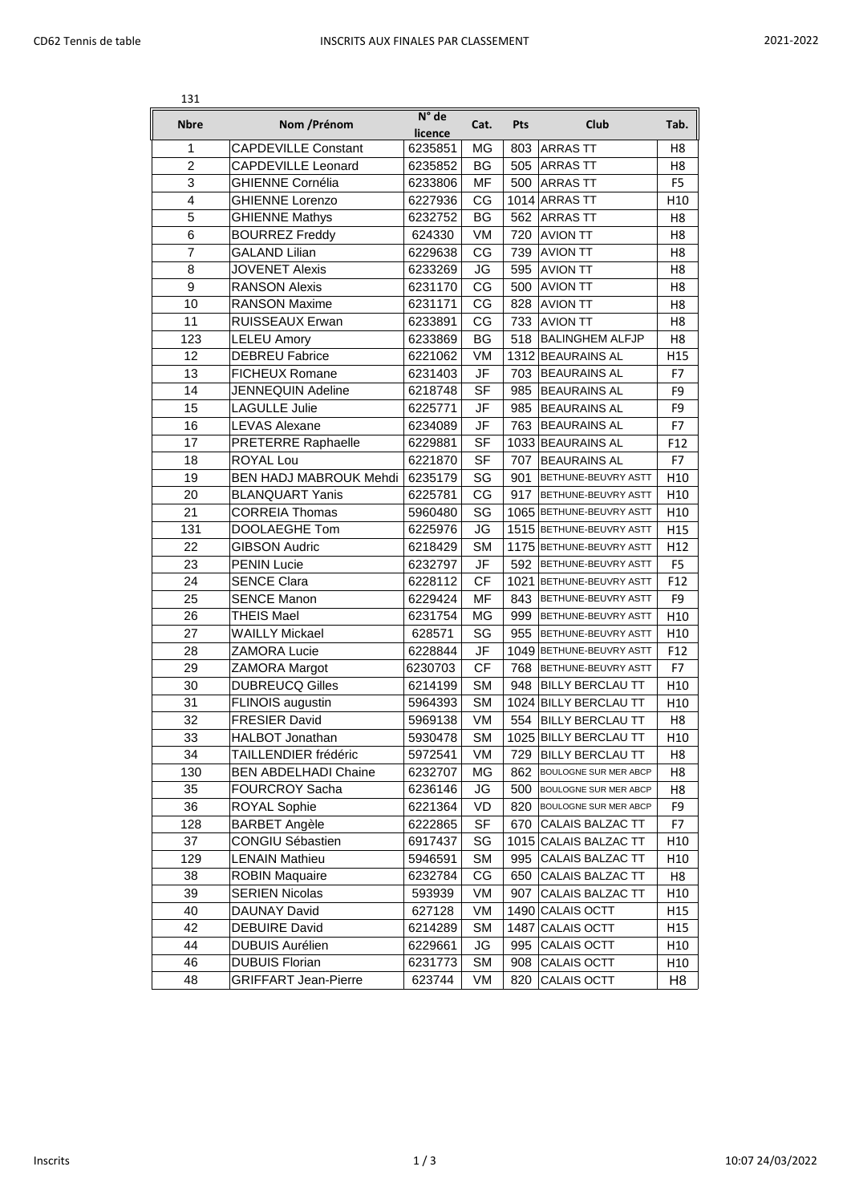131

| Nbre | Nom /Prénom | N° de licence | Cat. | Pts | Club | Tab. |
|---|---|---|---|---|---|---|
| 1 | CAPDEVILLE Constant | 6235851 | MG | 803 | ARRAS TT | H8 |
| 2 | CAPDEVILLE Leonard | 6235852 | BG | 505 | ARRAS TT | H8 |
| 3 | GHIENNE Cornélia | 6233806 | MF | 500 | ARRAS TT | F5 |
| 4 | GHIENNE Lorenzo | 6227936 | CG | 1014 | ARRAS TT | H10 |
| 5 | GHIENNE Mathys | 6232752 | BG | 562 | ARRAS TT | H8 |
| 6 | BOURREZ Freddy | 624330 | VM | 720 | AVION TT | H8 |
| 7 | GALAND Lilian | 6229638 | CG | 739 | AVION TT | H8 |
| 8 | JOVENET Alexis | 6233269 | JG | 595 | AVION TT | H8 |
| 9 | RANSON Alexis | 6231170 | CG | 500 | AVION TT | H8 |
| 10 | RANSON Maxime | 6231171 | CG | 828 | AVION TT | H8 |
| 11 | RUISSEAUX Erwan | 6233891 | CG | 733 | AVION TT | H8 |
| 123 | LELEU Amory | 6233869 | BG | 518 | BALINGHEM ALFJP | H8 |
| 12 | DEBREU Fabrice | 6221062 | VM | 1312 | BEAURAINS AL | H15 |
| 13 | FICHEUX Romane | 6231403 | JF | 703 | BEAURAINS AL | F7 |
| 14 | JENNEQUIN Adeline | 6218748 | SF | 985 | BEAURAINS AL | F9 |
| 15 | LAGULLE Julie | 6225771 | JF | 985 | BEAURAINS AL | F9 |
| 16 | LEVAS Alexane | 6234089 | JF | 763 | BEAURAINS AL | F7 |
| 17 | PRETERRE Raphaelle | 6229881 | SF | 1033 | BEAURAINS AL | F12 |
| 18 | ROYAL Lou | 6221870 | SF | 707 | BEAURAINS AL | F7 |
| 19 | BEN HADJ MABROUK Mehdi | 6235179 | SG | 901 | BETHUNE-BEUVRY ASTT | H10 |
| 20 | BLANQUART Yanis | 6225781 | CG | 917 | BETHUNE-BEUVRY ASTT | H10 |
| 21 | CORREIA Thomas | 5960480 | SG | 1065 | BETHUNE-BEUVRY ASTT | H10 |
| 131 | DOOLAEGHE Tom | 6225976 | JG | 1515 | BETHUNE-BEUVRY ASTT | H15 |
| 22 | GIBSON Audric | 6218429 | SM | 1175 | BETHUNE-BEUVRY ASTT | H12 |
| 23 | PENIN Lucie | 6232797 | JF | 592 | BETHUNE-BEUVRY ASTT | F5 |
| 24 | SENCE Clara | 6228112 | CF | 1021 | BETHUNE-BEUVRY ASTT | F12 |
| 25 | SENCE Manon | 6229424 | MF | 843 | BETHUNE-BEUVRY ASTT | F9 |
| 26 | THEIS Mael | 6231754 | MG | 999 | BETHUNE-BEUVRY ASTT | H10 |
| 27 | WAILLY Mickael | 628571 | SG | 955 | BETHUNE-BEUVRY ASTT | H10 |
| 28 | ZAMORA Lucie | 6228844 | JF | 1049 | BETHUNE-BEUVRY ASTT | F12 |
| 29 | ZAMORA Margot | 6230703 | CF | 768 | BETHUNE-BEUVRY ASTT | F7 |
| 30 | DUBREUCQ Gilles | 6214199 | SM | 948 | BILLY BERCLAU TT | H10 |
| 31 | FLINOIS augustin | 5964393 | SM | 1024 | BILLY BERCLAU TT | H10 |
| 32 | FRESIER David | 5969138 | VM | 554 | BILLY BERCLAU TT | H8 |
| 33 | HALBOT Jonathan | 5930478 | SM | 1025 | BILLY BERCLAU TT | H10 |
| 34 | TAILLENDIER frédéric | 5972541 | VM | 729 | BILLY BERCLAU TT | H8 |
| 130 | BEN ABDELHADI Chaine | 6232707 | MG | 862 | BOULOGNE SUR MER ABCP | H8 |
| 35 | FOURCROY Sacha | 6236146 | JG | 500 | BOULOGNE SUR MER ABCP | H8 |
| 36 | ROYAL Sophie | 6221364 | VD | 820 | BOULOGNE SUR MER ABCP | F9 |
| 128 | BARBET Angèle | 6222865 | SF | 670 | CALAIS BALZAC TT | F7 |
| 37 | CONGIU Sébastien | 6917437 | SG | 1015 | CALAIS BALZAC TT | H10 |
| 129 | LENAIN Mathieu | 5946591 | SM | 995 | CALAIS BALZAC TT | H10 |
| 38 | ROBIN Maquaire | 6232784 | CG | 650 | CALAIS BALZAC TT | H8 |
| 39 | SERIEN Nicolas | 593939 | VM | 907 | CALAIS BALZAC TT | H10 |
| 40 | DAUNAY David | 627128 | VM | 1490 | CALAIS OCTT | H15 |
| 42 | DEBUIRE David | 6214289 | SM | 1487 | CALAIS OCTT | H15 |
| 44 | DUBUIS Aurélien | 6229661 | JG | 995 | CALAIS OCTT | H10 |
| 46 | DUBUIS Florian | 6231773 | SM | 908 | CALAIS OCTT | H10 |
| 48 | GRIFFART Jean-Pierre | 623744 | VM | 820 | CALAIS OCTT | H8 |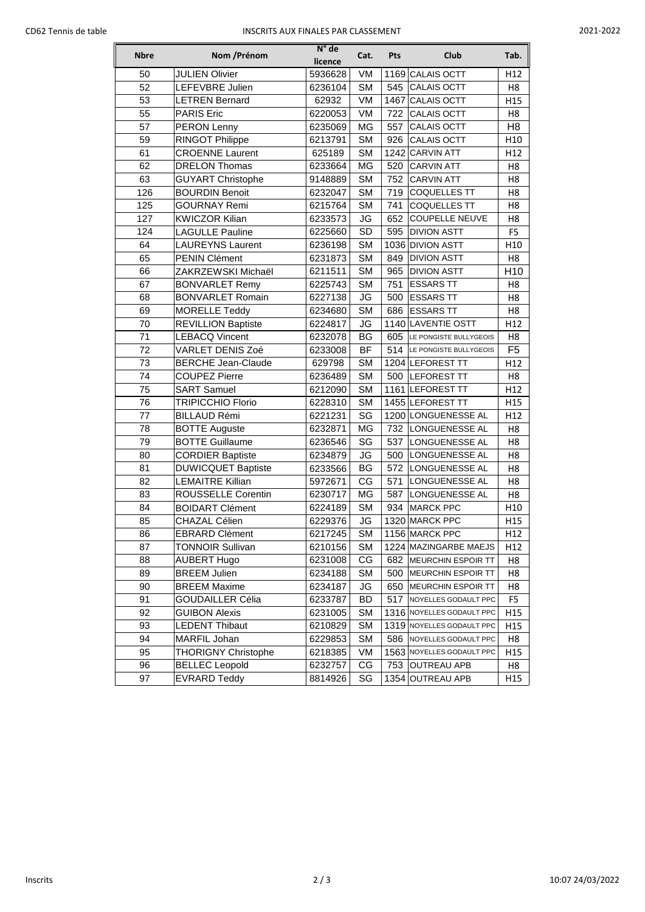| Nbre | Nom /Prénom | N° de licence | Cat. | Pts | Club | Tab. |
|---|---|---|---|---|---|---|
| 50 | JULIEN Olivier | 5936628 | VM | 1169 | CALAIS OCTT | H12 |
| 52 | LEFEVBRE Julien | 6236104 | SM | 545 | CALAIS OCTT | H8 |
| 53 | LETREN Bernard | 62932 | VM | 1467 | CALAIS OCTT | H15 |
| 55 | PARIS Eric | 6220053 | VM | 722 | CALAIS OCTT | H8 |
| 57 | PERON Lenny | 6235069 | MG | 557 | CALAIS OCTT | H8 |
| 59 | RINGOT Philippe | 6213791 | SM | 926 | CALAIS OCTT | H10 |
| 61 | CROENNE Laurent | 625189 | SM | 1242 | CARVIN ATT | H12 |
| 62 | DRELON Thomas | 6233664 | MG | 520 | CARVIN ATT | H8 |
| 63 | GUYART Christophe | 9148889 | SM | 752 | CARVIN ATT | H8 |
| 126 | BOURDIN Benoit | 6232047 | SM | 719 | COQUELLES TT | H8 |
| 125 | GOURNAY Remi | 6215764 | SM | 741 | COQUELLES TT | H8 |
| 127 | KWICZOR Kilian | 6233573 | JG | 652 | COUPELLE NEUVE | H8 |
| 124 | LAGULLE Pauline | 6225660 | SD | 595 | DIVION ASTT | F5 |
| 64 | LAUREYNS Laurent | 6236198 | SM | 1036 | DIVION ASTT | H10 |
| 65 | PENIN Clément | 6231873 | SM | 849 | DIVION ASTT | H8 |
| 66 | ZAKRZEWSKI Michaël | 6211511 | SM | 965 | DIVION ASTT | H10 |
| 67 | BONVARLET Remy | 6225743 | SM | 751 | ESSARS TT | H8 |
| 68 | BONVARLET Romain | 6227138 | JG | 500 | ESSARS TT | H8 |
| 69 | MORELLE Teddy | 6234680 | SM | 686 | ESSARS TT | H8 |
| 70 | REVILLION Baptiste | 6224817 | JG | 1140 | LAVENTIE OSTT | H12 |
| 71 | LEBACQ Vincent | 6232078 | BG | 605 | LE PONGISTE BULLYGEOIS | H8 |
| 72 | VARLET DENIS Zoé | 6233008 | BF | 514 | LE PONGISTE BULLYGEOIS | F5 |
| 73 | BERCHE Jean-Claude | 629798 | SM | 1204 | LEFOREST TT | H12 |
| 74 | COUPEZ Pierre | 6236489 | SM | 500 | LEFOREST TT | H8 |
| 75 | SART Samuel | 6212090 | SM | 1161 | LEFOREST TT | H12 |
| 76 | TRIPICCHIO Florio | 6228310 | SM | 1455 | LEFOREST TT | H15 |
| 77 | BILLAUD Rémi | 6221231 | SG | 1200 | LONGUENESSE AL | H12 |
| 78 | BOTTE Auguste | 6232871 | MG | 732 | LONGUENESSE AL | H8 |
| 79 | BOTTE Guillaume | 6236546 | SG | 537 | LONGUENESSE AL | H8 |
| 80 | CORDIER Baptiste | 6234879 | JG | 500 | LONGUENESSE AL | H8 |
| 81 | DUWICQUET Baptiste | 6233566 | BG | 572 | LONGUENESSE AL | H8 |
| 82 | LEMAITRE Killian | 5972671 | CG | 571 | LONGUENESSE AL | H8 |
| 83 | ROUSSELLE Corentin | 6230717 | MG | 587 | LONGUENESSE AL | H8 |
| 84 | BOIDART Clément | 6224189 | SM | 934 | MARCK PPC | H10 |
| 85 | CHAZAL Célien | 6229376 | JG | 1320 | MARCK PPC | H15 |
| 86 | EBRARD Clément | 6217245 | SM | 1156 | MARCK PPC | H12 |
| 87 | TONNOIR Sullivan | 6210156 | SM | 1224 | MAZINGARBE MAEJS | H12 |
| 88 | AUBERT Hugo | 6231008 | CG | 682 | MEURCHIN ESPOIR TT | H8 |
| 89 | BREEM Julien | 6234188 | SM | 500 | MEURCHIN ESPOIR TT | H8 |
| 90 | BREEM Maxime | 6234187 | JG | 650 | MEURCHIN ESPOIR TT | H8 |
| 91 | GOUDAILLER Célia | 6233787 | BD | 517 | NOYELLES GODAULT PPC | F5 |
| 92 | GUIBON Alexis | 6231005 | SM | 1316 | NOYELLES GODAULT PPC | H15 |
| 93 | LEDENT Thibaut | 6210829 | SM | 1319 | NOYELLES GODAULT PPC | H15 |
| 94 | MARFIL Johan | 6229853 | SM | 586 | NOYELLES GODAULT PPC | H8 |
| 95 | THORIGNY Christophe | 6218385 | VM | 1563 | NOYELLES GODAULT PPC | H15 |
| 96 | BELLEC Leopold | 6232757 | CG | 753 | OUTREAU APB | H8 |
| 97 | EVRARD Teddy | 8814926 | SG | 1354 | OUTREAU APB | H15 |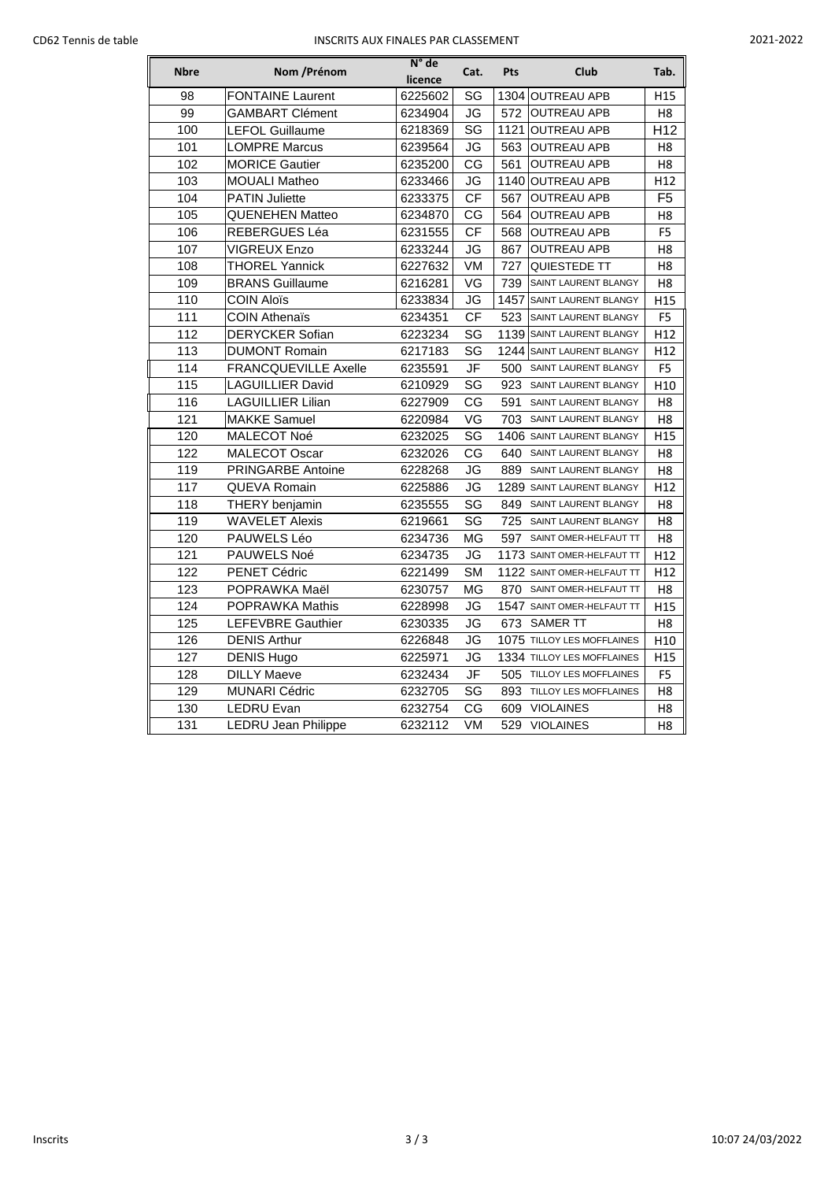| Nbre | Nom /Prénom | N° de licence | Cat. | Pts | Club | Tab. |
|---|---|---|---|---|---|---|
| 98 | FONTAINE Laurent | 6225602 | SG | 1304 | OUTREAU APB | H15 |
| 99 | GAMBART Clément | 6234904 | JG | 572 | OUTREAU APB | H8 |
| 100 | LEFOL Guillaume | 6218369 | SG | 1121 | OUTREAU APB | H12 |
| 101 | LOMPRE Marcus | 6239564 | JG | 563 | OUTREAU APB | H8 |
| 102 | MORICE Gautier | 6235200 | CG | 561 | OUTREAU APB | H8 |
| 103 | MOUALI Matheo | 6233466 | JG | 1140 | OUTREAU APB | H12 |
| 104 | PATIN Juliette | 6233375 | CF | 567 | OUTREAU APB | F5 |
| 105 | QUENEHEN Matteo | 6234870 | CG | 564 | OUTREAU APB | H8 |
| 106 | REBERGUES Léa | 6231555 | CF | 568 | OUTREAU APB | F5 |
| 107 | VIGREUX Enzo | 6233244 | JG | 867 | OUTREAU APB | H8 |
| 108 | THOREL Yannick | 6227632 | VM | 727 | QUIESTEDE TT | H8 |
| 109 | BRANS Guillaume | 6216281 | VG | 739 | SAINT LAURENT BLANGY | H8 |
| 110 | COIN Aloïs | 6233834 | JG | 1457 | SAINT LAURENT BLANGY | H15 |
| 111 | COIN Athenaïs | 6234351 | CF | 523 | SAINT LAURENT BLANGY | F5 |
| 112 | DERYCKER Sofian | 6223234 | SG | 1139 | SAINT LAURENT BLANGY | H12 |
| 113 | DUMONT Romain | 6217183 | SG | 1244 | SAINT LAURENT BLANGY | H12 |
| 114 | FRANCQUEVILLE Axelle | 6235591 | JF | 500 | SAINT LAURENT BLANGY | F5 |
| 115 | LAGUILLIER David | 6210929 | SG | 923 | SAINT LAURENT BLANGY | H10 |
| 116 | LAGUILLIER Lilian | 6227909 | CG | 591 | SAINT LAURENT BLANGY | H8 |
| 121 | MAKKE Samuel | 6220984 | VG | 703 | SAINT LAURENT BLANGY | H8 |
| 120 | MALECOT Noé | 6232025 | SG | 1406 | SAINT LAURENT BLANGY | H15 |
| 122 | MALECOT Oscar | 6232026 | CG | 640 | SAINT LAURENT BLANGY | H8 |
| 119 | PRINGARBE Antoine | 6228268 | JG | 889 | SAINT LAURENT BLANGY | H8 |
| 117 | QUEVA Romain | 6225886 | JG | 1289 | SAINT LAURENT BLANGY | H12 |
| 118 | THERY benjamin | 6235555 | SG | 849 | SAINT LAURENT BLANGY | H8 |
| 119 | WAVELET Alexis | 6219661 | SG | 725 | SAINT LAURENT BLANGY | H8 |
| 120 | PAUWELS Léo | 6234736 | MG | 597 | SAINT OMER-HELFAUT TT | H8 |
| 121 | PAUWELS Noé | 6234735 | JG | 1173 | SAINT OMER-HELFAUT TT | H12 |
| 122 | PENET Cédric | 6221499 | SM | 1122 | SAINT OMER-HELFAUT TT | H12 |
| 123 | POPRAWKA Maël | 6230757 | MG | 870 | SAINT OMER-HELFAUT TT | H8 |
| 124 | POPRAWKA Mathis | 6228998 | JG | 1547 | SAINT OMER-HELFAUT TT | H15 |
| 125 | LEFEVBRE Gauthier | 6230335 | JG | 673 | SAMER TT | H8 |
| 126 | DENIS Arthur | 6226848 | JG | 1075 | TILLOY LES MOFFLAINES | H10 |
| 127 | DENIS Hugo | 6225971 | JG | 1334 | TILLOY LES MOFFLAINES | H15 |
| 128 | DILLY Maeve | 6232434 | JF | 505 | TILLOY LES MOFFLAINES | F5 |
| 129 | MUNARI Cédric | 6232705 | SG | 893 | TILLOY LES MOFFLAINES | H8 |
| 130 | LEDRU Evan | 6232754 | CG | 609 | VIOLAINES | H8 |
| 131 | LEDRU Jean Philippe | 6232112 | VM | 529 | VIOLAINES | H8 |